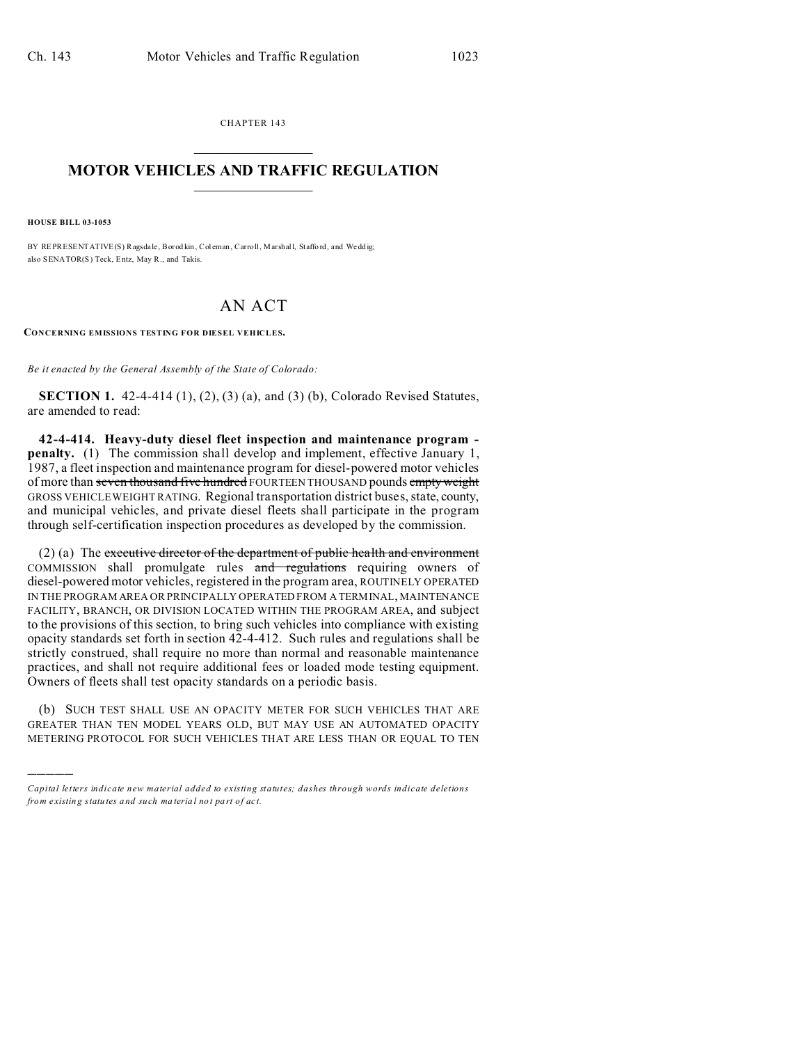CHAPTER 143

# MOTOR VEHICLES AND TRAFFIC REGULATION

**HOUSE BILL 03-1053**

BY REPRESENTATIVE(S) Ragsdale, Borodkin, Coleman, Carroll, Marshall, Stafford, and Weddig; also SENATOR(S) Teck, Entz, May R., and Takis.

# AN ACT

**CONCERNING EMISSIONS TESTING FOR DIESEL VEHICLES.**

*Be it enacted by the General Assembly of the State of Colorado:*

**SECTION 1.** 42-4-414 (1), (2), (3) (a), and (3) (b), Colorado Revised Statutes, are amended to read:

**42-4-414. Heavy-duty diesel fleet inspection and maintenance program - penalty.** (1) The commission shall develop and implement, effective January 1, 1987, a fleet inspection and maintenance program for diesel-powered motor vehicles of more than ~~seven thousand five hundred~~ FOURTEEN THOUSAND pounds ~~empty weight~~ GROSS VEHICLE WEIGHT RATING. Regional transportation district buses, state, county, and municipal vehicles, and private diesel fleets shall participate in the program through self-certification inspection procedures as developed by the commission.

(2) (a) The ~~executive director of the department of public health and environment~~ COMMISSION shall promulgate rules ~~and regulations~~ requiring owners of diesel-powered motor vehicles, registered in the program area, ROUTINELY OPERATED IN THE PROGRAM AREA OR PRINCIPALLY OPERATED FROM A TERMINAL, MAINTENANCE FACILITY, BRANCH, OR DIVISION LOCATED WITHIN THE PROGRAM AREA, and subject to the provisions of this section, to bring such vehicles into compliance with existing opacity standards set forth in section 42-4-412. Such rules and regulations shall be strictly construed, shall require no more than normal and reasonable maintenance practices, and shall not require additional fees or loaded mode testing equipment. Owners of fleets shall test opacity standards on a periodic basis.

(b) SUCH TEST SHALL USE AN OPACITY METER FOR SUCH VEHICLES THAT ARE GREATER THAN TEN MODEL YEARS OLD, BUT MAY USE AN AUTOMATED OPACITY METERING PROTOCOL FOR SUCH VEHICLES THAT ARE LESS THAN OR EQUAL TO TEN

---

*Capital letters indicate new material added to existing statutes; dashes through words indicate deletions from existing statutes and such material not part of act.*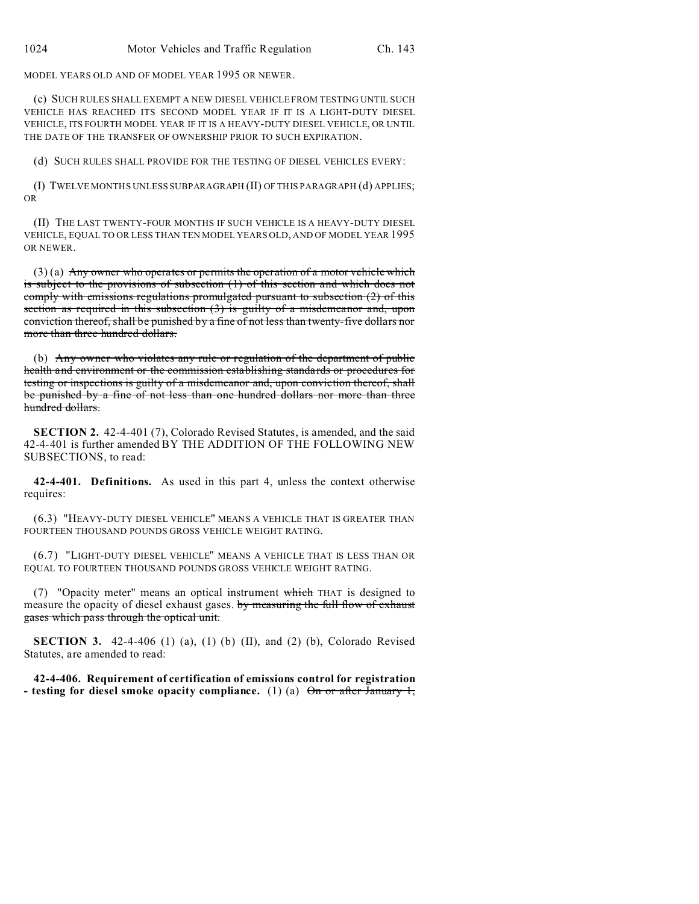MODEL YEARS OLD AND OF MODEL YEAR 1995 OR NEWER.

(c) SUCH RULES SHALL EXEMPT A NEW DIESEL VEHICLE FROM TESTING UNTIL SUCH VEHICLE HAS REACHED ITS SECOND MODEL YEAR IF IT IS A LIGHT-DUTY DIESEL VEHICLE, ITS FOURTH MODEL YEAR IF IT IS A HEAVY-DUTY DIESEL VEHICLE, OR UNTIL THE DATE OF THE TRANSFER OF OWNERSHIP PRIOR TO SUCH EXPIRATION.

(d) SUCH RULES SHALL PROVIDE FOR THE TESTING OF DIESEL VEHICLES EVERY:

(I) TWELVE MONTHS UNLESS SUBPARAGRAPH (II) OF THIS PARAGRAPH (d) APPLIES; OR

(II) THE LAST TWENTY-FOUR MONTHS IF SUCH VEHICLE IS A HEAVY-DUTY DIESEL VEHICLE, EQUAL TO OR LESS THAN TEN MODEL YEARS OLD, AND OF MODEL YEAR 1995 OR NEWER.

(3) (a) ~~Any owner who operates or permits the operation of a motor vehicle which is subject to the provisions of subsection (1) of this section and which does not comply with emissions regulations promulgated pursuant to subsection (2) of this section as required in this subsection (3) is guilty of a misdemeanor and, upon conviction thereof, shall be punished by a fine of not less than twenty-five dollars nor more than three hundred dollars.~~

(b) ~~Any owner who violates any rule or regulation of the department of public health and environment or the commission establishing standards or procedures for testing or inspections is guilty of a misdemeanor and, upon conviction thereof, shall be punished by a fine of not less than one hundred dollars nor more than three hundred dollars.~~

**SECTION 2.** 42-4-401 (7), Colorado Revised Statutes, is amended, and the said 42-4-401 is further amended BY THE ADDITION OF THE FOLLOWING NEW SUBSECTIONS, to read:

**42-4-401. Definitions.** As used in this part 4, unless the context otherwise requires:

(6.3) "HEAVY-DUTY DIESEL VEHICLE" MEANS A VEHICLE THAT IS GREATER THAN FOURTEEN THOUSAND POUNDS GROSS VEHICLE WEIGHT RATING.

(6.7) "LIGHT-DUTY DIESEL VEHICLE" MEANS A VEHICLE THAT IS LESS THAN OR EQUAL TO FOURTEEN THOUSAND POUNDS GROSS VEHICLE WEIGHT RATING.

(7) "Opacity meter" means an optical instrument ~~which~~ THAT is designed to measure the opacity of diesel exhaust gases. ~~by measuring the full flow of exhaust gases which pass through the optical unit.~~

**SECTION 3.** 42-4-406 (1) (a), (1) (b) (II), and (2) (b), Colorado Revised Statutes, are amended to read:

**42-4-406. Requirement of certification of emissions control for registration - testing for diesel smoke opacity compliance.** (1) (a) ~~On or after January 1,~~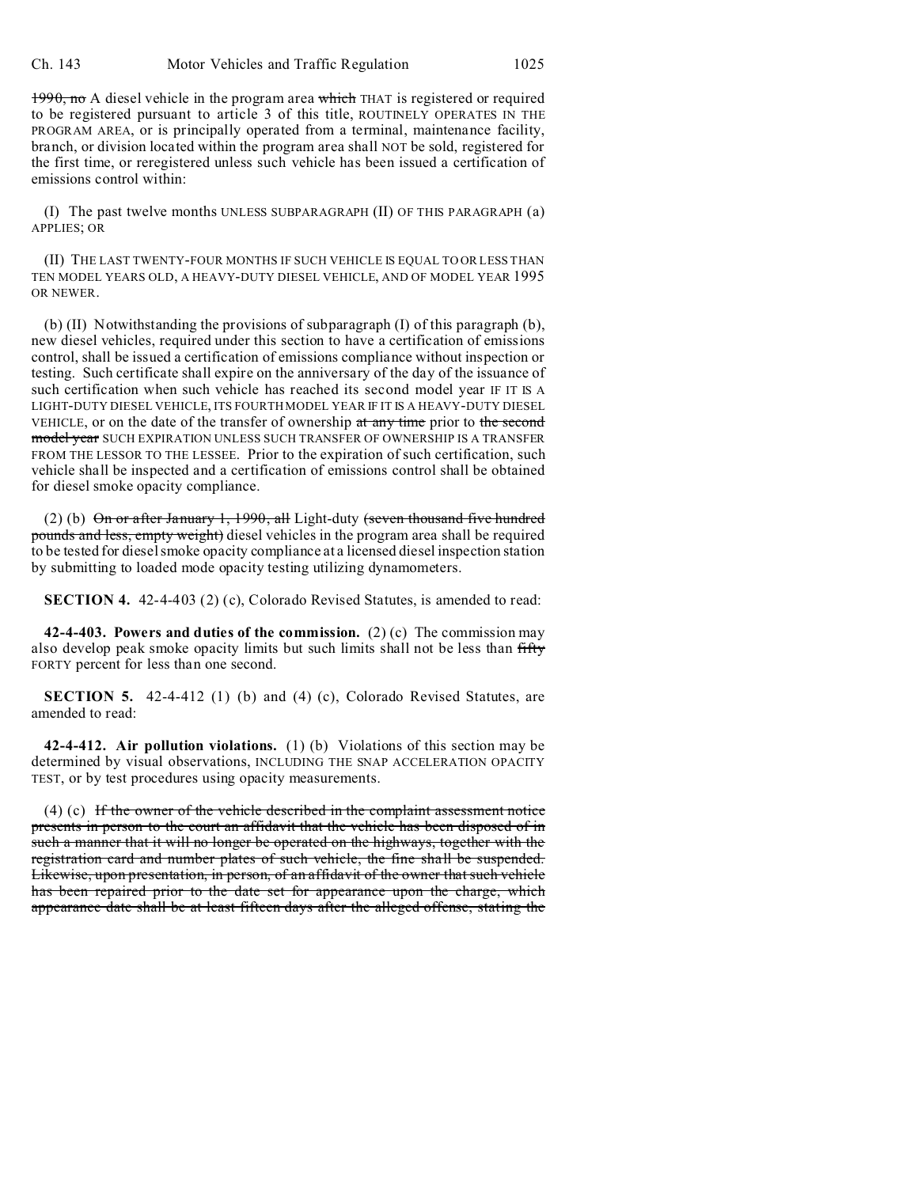~~1990, no~~ A diesel vehicle in the program area ~~which~~ THAT is registered or required to be registered pursuant to article 3 of this title, ROUTINELY OPERATES IN THE PROGRAM AREA, or is principally operated from a terminal, maintenance facility, branch, or division located within the program area shall NOT be sold, registered for the first time, or reregistered unless such vehicle has been issued a certification of emissions control within:

(I) The past twelve months UNLESS SUBPARAGRAPH (II) OF THIS PARAGRAPH (a) APPLIES; OR

(II) THE LAST TWENTY-FOUR MONTHS IF SUCH VEHICLE IS EQUAL TO OR LESS THAN TEN MODEL YEARS OLD, A HEAVY-DUTY DIESEL VEHICLE, AND OF MODEL YEAR 1995 OR NEWER.

(b) (II) Notwithstanding the provisions of subparagraph (I) of this paragraph (b), new diesel vehicles, required under this section to have a certification of emissions control, shall be issued a certification of emissions compliance without inspection or testing. Such certificate shall expire on the anniversary of the day of the issuance of such certification when such vehicle has reached its second model year IF IT IS A LIGHT-DUTY DIESEL VEHICLE, ITS FOURTH MODEL YEAR IF IT IS A HEAVY-DUTY DIESEL VEHICLE, or on the date of the transfer of ownership ~~at any time~~ prior to ~~the second model year~~ SUCH EXPIRATION UNLESS SUCH TRANSFER OF OWNERSHIP IS A TRANSFER FROM THE LESSOR TO THE LESSEE. Prior to the expiration of such certification, such vehicle shall be inspected and a certification of emissions control shall be obtained for diesel smoke opacity compliance.

(2) (b) ~~On or after January 1, 1990, all~~ Light-duty ~~(seven thousand five hundred pounds and less, empty weight)~~ diesel vehicles in the program area shall be required to be tested for diesel smoke opacity compliance at a licensed diesel inspection station by submitting to loaded mode opacity testing utilizing dynamometers.

**SECTION 4.** 42-4-403 (2) (c), Colorado Revised Statutes, is amended to read:

**42-4-403. Powers and duties of the commission.** (2) (c) The commission may also develop peak smoke opacity limits but such limits shall not be less than ~~fifty~~ FORTY percent for less than one second.

**SECTION 5.** 42-4-412 (1) (b) and (4) (c), Colorado Revised Statutes, are amended to read:

**42-4-412. Air pollution violations.** (1) (b) Violations of this section may be determined by visual observations, INCLUDING THE SNAP ACCELERATION OPACITY TEST, or by test procedures using opacity measurements.

(4) (c) ~~If the owner of the vehicle described in the complaint assessment notice presents in person to the court an affidavit that the vehicle has been disposed of in such a manner that it will no longer be operated on the highways, together with the registration card and number plates of such vehicle, the fine shall be suspended. Likewise, upon presentation, in person, of an affidavit of the owner that such vehicle has been repaired prior to the date set for appearance upon the charge, which appearance date shall be at least fifteen days after the alleged offense, stating the~~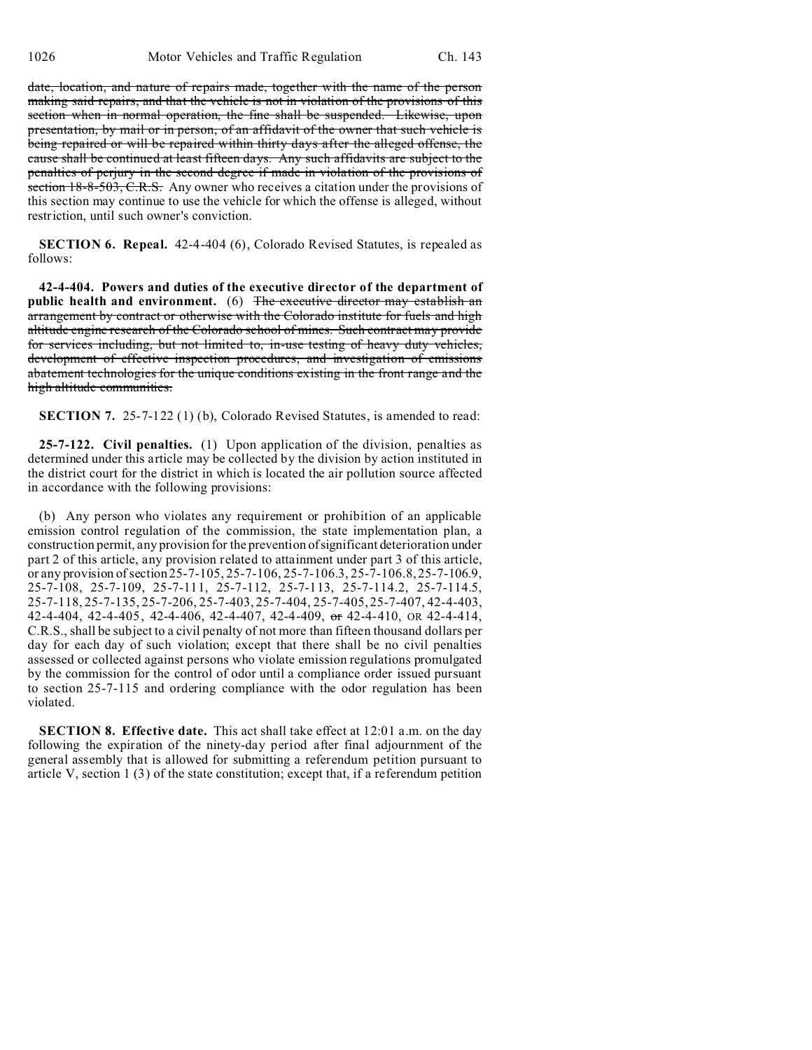date, location, and nature of repairs made, together with the name of the person making said repairs, and that the vehicle is not in violation of the provisions of this section when in normal operation, the fine shall be suspended. Likewise, upon presentation, by mail or in person, of an affidavit of the owner that such vehicle is being repaired or will be repaired within thirty days after the alleged offense, the cause shall be continued at least fifteen days. Any such affidavits are subject to the penalties of perjury in the second degree if made in violation of the provisions of section 18-8-503, C.R.S. Any owner who receives a citation under the provisions of this section may continue to use the vehicle for which the offense is alleged, without restriction, until such owner's conviction.

**SECTION 6. Repeal.** 42-4-404 (6), Colorado Revised Statutes, is repealed as follows:

**42-4-404. Powers and duties of the executive director of the department of public health and environment.** (6) The executive director may establish an arrangement by contract or otherwise with the Colorado institute for fuels and high altitude engine research of the Colorado school of mines. Such contract may provide for services including, but not limited to, in-use testing of heavy duty vehicles, development of effective inspection procedures, and investigation of emissions abatement technologies for the unique conditions existing in the front range and the high altitude communities.

**SECTION 7.** 25-7-122 (1) (b), Colorado Revised Statutes, is amended to read:

**25-7-122. Civil penalties.** (1) Upon application of the division, penalties as determined under this article may be collected by the division by action instituted in the district court for the district in which is located the air pollution source affected in accordance with the following provisions:

(b) Any person who violates any requirement or prohibition of an applicable emission control regulation of the commission, the state implementation plan, a construction permit, any provision for the prevention of significant deterioration under part 2 of this article, any provision related to attainment under part 3 of this article, or any provision of section 25-7-105, 25-7-106, 25-7-106.3, 25-7-106.8, 25-7-106.9, 25-7-108, 25-7-109, 25-7-111, 25-7-112, 25-7-113, 25-7-114.2, 25-7-114.5, 25-7-118, 25-7-135, 25-7-206, 25-7-403, 25-7-404, 25-7-405, 25-7-407, 42-4-403, 42-4-404, 42-4-405, 42-4-406, 42-4-407, 42-4-409, or 42-4-410, OR 42-4-414, C.R.S., shall be subject to a civil penalty of not more than fifteen thousand dollars per day for each day of such violation; except that there shall be no civil penalties assessed or collected against persons who violate emission regulations promulgated by the commission for the control of odor until a compliance order issued pursuant to section 25-7-115 and ordering compliance with the odor regulation has been violated.

**SECTION 8. Effective date.** This act shall take effect at 12:01 a.m. on the day following the expiration of the ninety-day period after final adjournment of the general assembly that is allowed for submitting a referendum petition pursuant to article V, section 1 (3) of the state constitution; except that, if a referendum petition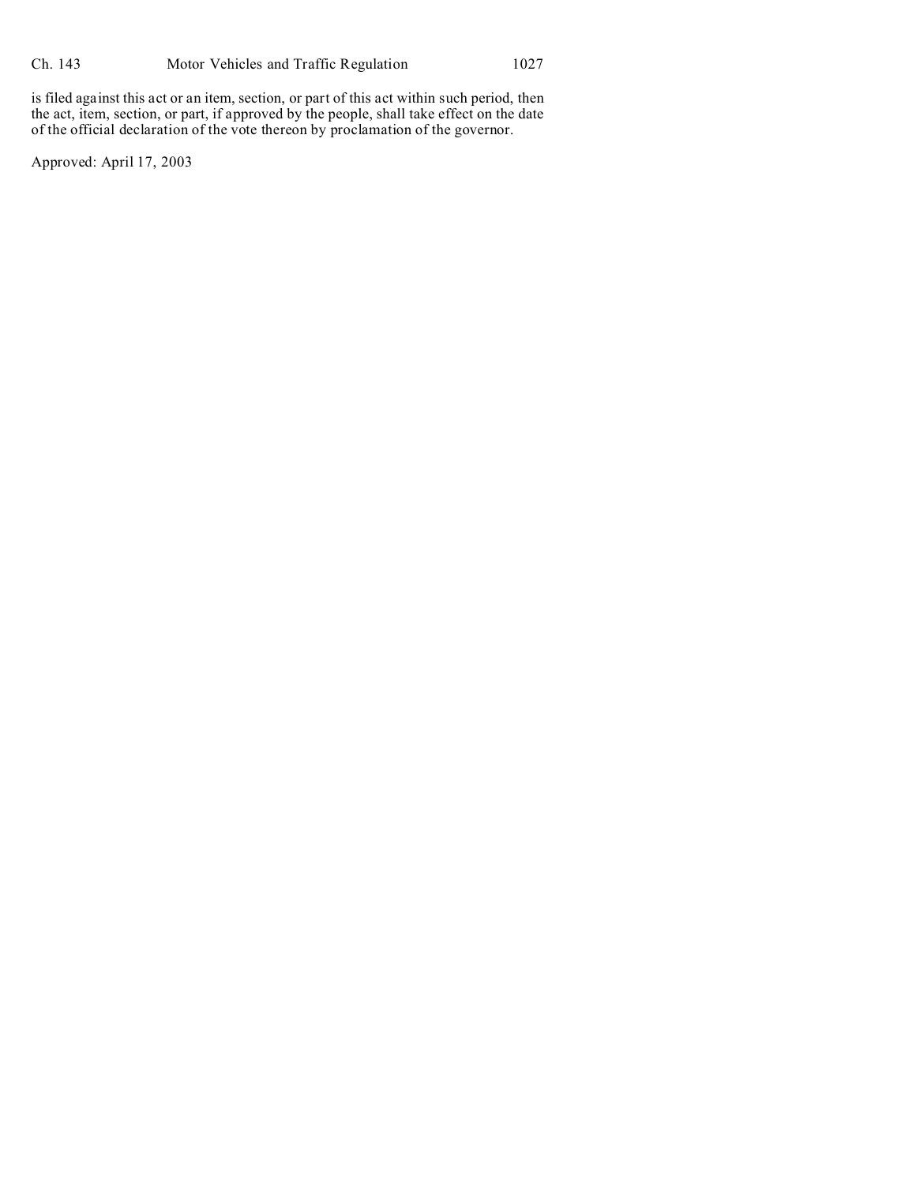is filed against this act or an item, section, or part of this act within such period, then the act, item, section, or part, if approved by the people, shall take effect on the date of the official declaration of the vote thereon by proclamation of the governor.

Approved: April 17, 2003